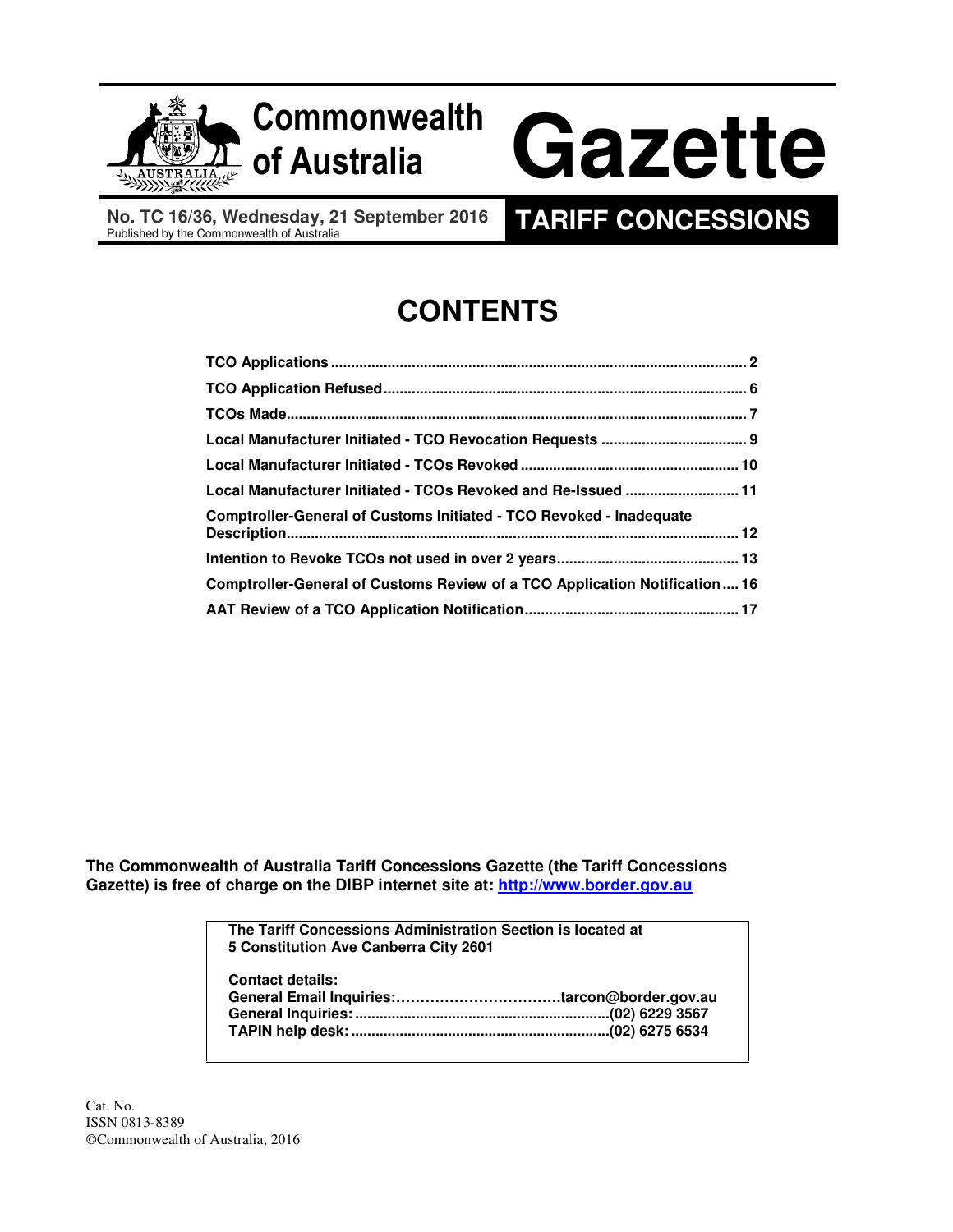# Commonwealth of Australia Gazette

**No. TC 16/36, Wednesday, 21 September 2016**
Published by the Commonwealth of Australia

**TARIFF CONCESSIONS**

# CONTENTS

| | |
|---|---|
| **TCO Applications** | **2** |
| **TCO Application Refused** | **6** |
| **TCOs Made** | **7** |
| **Local Manufacturer Initiated - TCO Revocation Requests** | **9** |
| **Local Manufacturer Initiated - TCOs Revoked** | **10** |
| **Local Manufacturer Initiated - TCOs Revoked and Re-Issued** | **11** |
| **Comptroller-General of Customs Initiated - TCO Revoked - Inadequate Description** | **12** |
| **Intention to Revoke TCOs not used in over 2 years** | **13** |
| **Comptroller-General of Customs Review of a TCO Application Notification** | **16** |
| **AAT Review of a TCO Application Notification** | **17** |

**The Commonwealth of Australia Tariff Concessions Gazette (the Tariff Concessions Gazette) is free of charge on the DIBP internet site at: http://www.border.gov.au**

**The Tariff Concessions Administration Section is located at**
**5 Constitution Ave Canberra City 2601**

**Contact details:**
**General Email Inquiries:……………………………tarcon@border.gov.au**
**General Inquiries:...............................................................(02) 6229 3567**
**TAPIN help desk:................................................................(02) 6275 6534**

Cat. No.
ISSN 0813-8389
©Commonwealth of Australia, 2016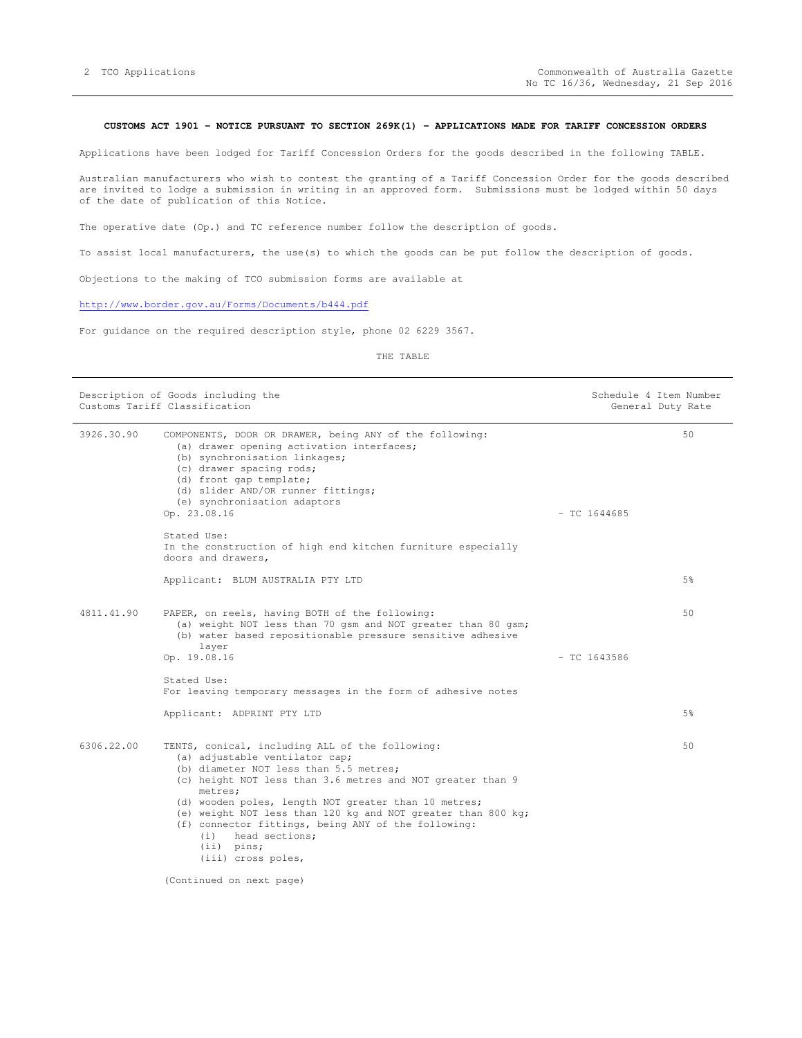**CUSTOMS ACT 1901 - NOTICE PURSUANT TO SECTION 269K(1) - APPLICATIONS MADE FOR TARIFF CONCESSION ORDERS**

Applications have been lodged for Tariff Concession Orders for the goods described in the following TABLE.

Australian manufacturers who wish to contest the granting of a Tariff Concession Order for the goods described are invited to lodge a submission in writing in an approved form. Submissions must be lodged within 50 days of the date of publication of this Notice.

The operative date (Op.) and TC reference number follow the description of goods.

To assist local manufacturers, the use(s) to which the goods can be put follow the description of goods.

Objections to the making of TCO submission forms are available at

http://www.border.gov.au/Forms/Documents/b444.pdf

For guidance on the required description style, phone 02 6229 3567.

THE TABLE

| Description of Goods including the Customs Tariff Classification | | | Schedule 4 Item Number General Duty Rate |
|---|---|---|---|
| 3926.30.90 | COMPONENTS, DOOR OR DRAWER, being ANY of the following:<br>(a) drawer opening activation interfaces;<br>(b) synchronisation linkages;<br>(c) drawer spacing rods;<br>(d) front gap template;<br>(d) slider AND/OR runner fittings;<br>(e) synchronisation adaptors<br>Op. 23.08.16 | - TC 1644685 | 50 |
| | Stated Use:<br>In the construction of high end kitchen furniture especially doors and drawers, | | |
| | Applicant: BLUM AUSTRALIA PTY LTD | | 5% |
| 4811.41.90 | PAPER, on reels, having BOTH of the following:<br>(a) weight NOT less than 70 gsm and NOT greater than 80 gsm;<br>(b) water based repositionable pressure sensitive adhesive layer<br>Op. 19.08.16 | - TC 1643586 | 50 |
| | Stated Use:<br>For leaving temporary messages in the form of adhesive notes | | |
| | Applicant: ADPRINT PTY LTD | | 5% |
| 6306.22.00 | TENTS, conical, including ALL of the following:<br>(a) adjustable ventilator cap;<br>(b) diameter NOT less than 5.5 metres;<br>(c) height NOT less than 3.6 metres and NOT greater than 9 metres;<br>(d) wooden poles, length NOT greater than 10 metres;<br>(e) weight NOT less than 120 kg and NOT greater than 800 kg;<br>(f) connector fittings, being ANY of the following:<br>(i) head sections;<br>(ii) pins;<br>(iii) cross poles, | | 50 |

(Continued on next page)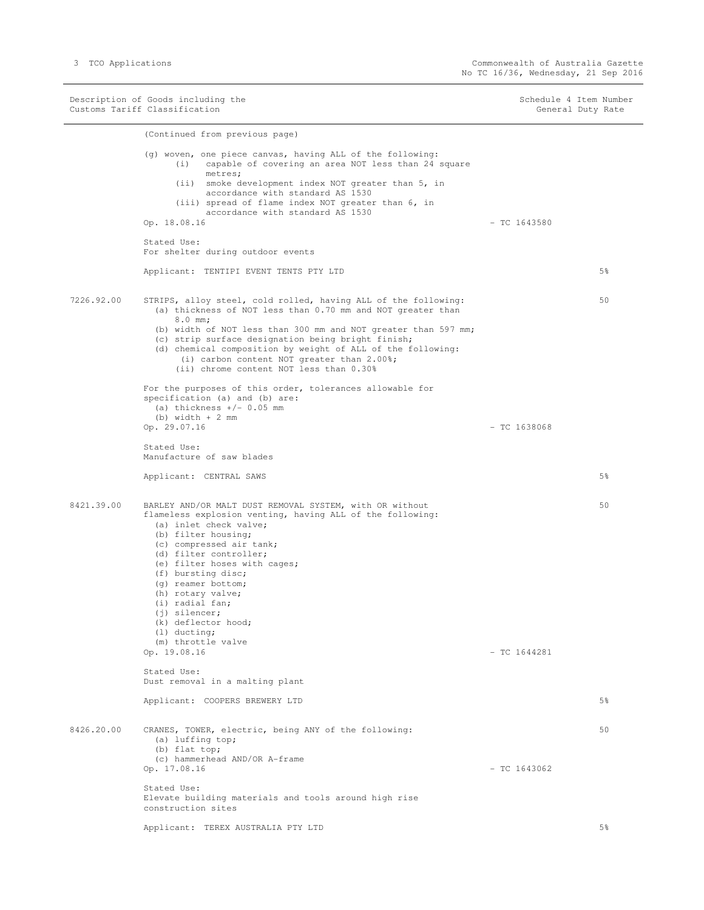| Description of Goods including the Customs Tariff Classification | | | Schedule 4 Item Number General Duty Rate |
|---|---|---|---|
| | (Continued from previous page)<br><br>(g) woven, one piece canvas, having ALL of the following:<br>(i) capable of covering an area NOT less than 24 square metres;<br>(ii) smoke development index NOT greater than 5, in accordance with standard AS 1530<br>(iii) spread of flame index NOT greater than 6, in accordance with standard AS 1530<br>Op. 18.08.16 | - TC 1643580 | |
| | Stated Use:<br>For shelter during outdoor events | | |
| | Applicant: TENTIPI EVENT TENTS PTY LTD | | 5% |
| 7226.92.00 | STRIPS, alloy steel, cold rolled, having ALL of the following:<br>(a) thickness of NOT less than 0.70 mm and NOT greater than 8.0 mm;<br>(b) width of NOT less than 300 mm and NOT greater than 597 mm;<br>(c) strip surface designation being bright finish;<br>(d) chemical composition by weight of ALL of the following:<br>(i) carbon content NOT greater than 2.00%;<br>(ii) chrome content NOT less than 0.30% | | 50 |
| | For the purposes of this order, tolerances allowable for specification (a) and (b) are:<br>(a) thickness +/- 0.05 mm<br>(b) width + 2 mm<br>Op. 29.07.16 | - TC 1638068 | |
| | Stated Use:<br>Manufacture of saw blades | | |
| | Applicant: CENTRAL SAWS | | 5% |
| 8421.39.00 | BARLEY AND/OR MALT DUST REMOVAL SYSTEM, with OR without flameless explosion venting, having ALL of the following:<br>(a) inlet check valve;<br>(b) filter housing;<br>(c) compressed air tank;<br>(d) filter controller;<br>(e) filter hoses with cages;<br>(f) bursting disc;<br>(g) reamer bottom;<br>(h) rotary valve;<br>(i) radial fan;<br>(j) silencer;<br>(k) deflector hood;<br>(l) ducting;<br>(m) throttle valve<br>Op. 19.08.16 | - TC 1644281 | 50 |
| | Stated Use:<br>Dust removal in a malting plant | | |
| | Applicant: COOPERS BREWERY LTD | | 5% |
| 8426.20.00 | CRANES, TOWER, electric, being ANY of the following:<br>(a) luffing top;<br>(b) flat top;<br>(c) hammerhead AND/OR A-frame<br>Op. 17.08.16 | - TC 1643062 | 50 |
| | Stated Use:<br>Elevate building materials and tools around high rise construction sites | | |
| | Applicant: TEREX AUSTRALIA PTY LTD | | 5% |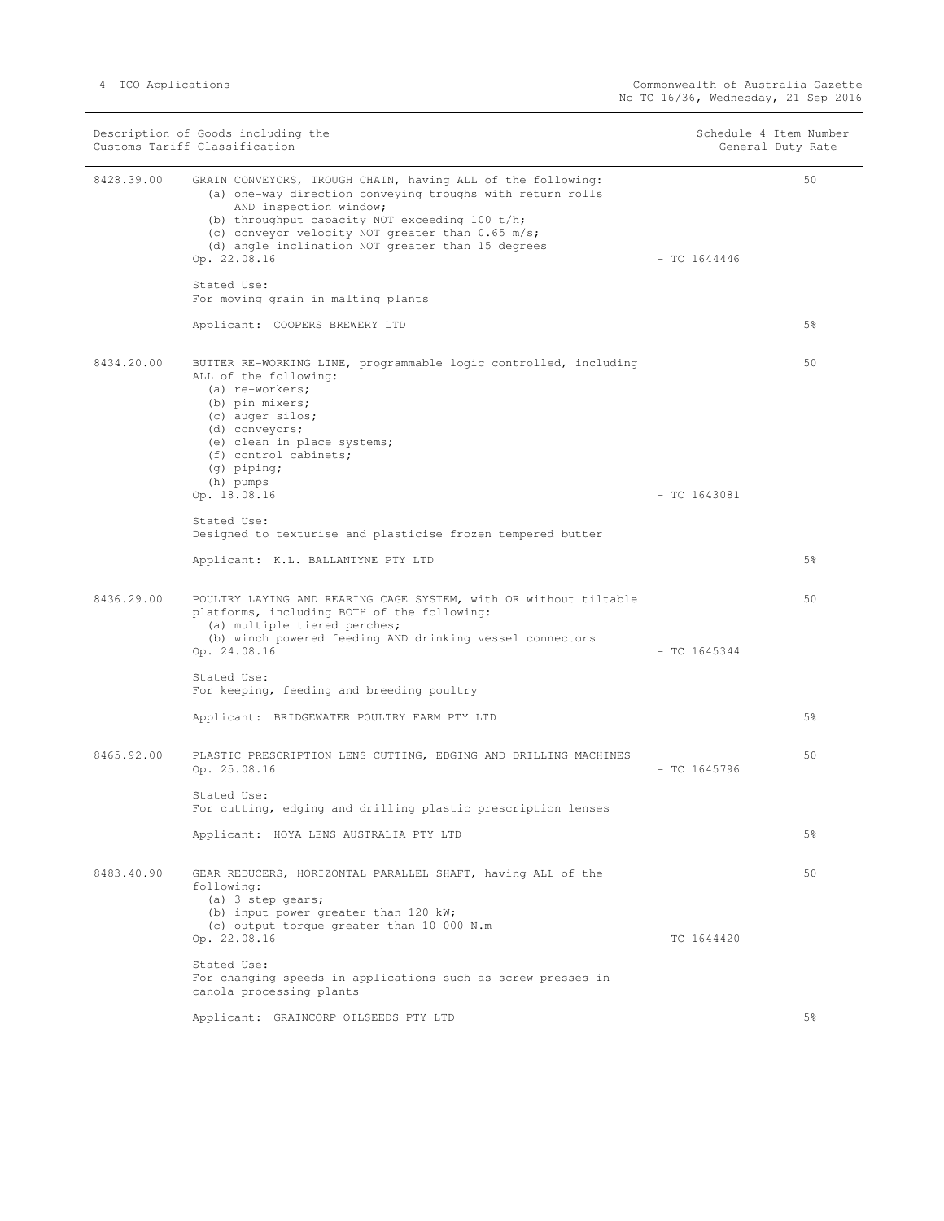| Description of Goods including the Customs Tariff Classification | | | Schedule 4 Item Number General Duty Rate |
|---|---|---|---|
| 8428.39.00 | GRAIN CONVEYORS, TROUGH CHAIN, having ALL of the following:<br>(a) one-way direction conveying troughs with return rolls AND inspection window;<br>(b) throughput capacity NOT exceeding 100 t/h;<br>(c) conveyor velocity NOT greater than 0.65 m/s;<br>(d) angle inclination NOT greater than 15 degrees<br>Op. 22.08.16<br><br>Stated Use:<br>For moving grain in malting plants<br><br>Applicant: COOPERS BREWERY LTD | - TC 1644446 | 50<br><br>5% |
| 8434.20.00 | BUTTER RE-WORKING LINE, programmable logic controlled, including ALL of the following:<br>(a) re-workers;<br>(b) pin mixers;<br>(c) auger silos;<br>(d) conveyors;<br>(e) clean in place systems;<br>(f) control cabinets;<br>(g) piping;<br>(h) pumps<br>Op. 18.08.16<br><br>Stated Use:<br>Designed to texturise and plasticise frozen tempered butter<br><br>Applicant: K.L. BALLANTYNE PTY LTD | - TC 1643081 | 50<br><br>5% |
| 8436.29.00 | POULTRY LAYING AND REARING CAGE SYSTEM, with OR without tiltable platforms, including BOTH of the following:<br>(a) multiple tiered perches;<br>(b) winch powered feeding AND drinking vessel connectors<br>Op. 24.08.16<br><br>Stated Use:<br>For keeping, feeding and breeding poultry<br><br>Applicant: BRIDGEWATER POULTRY FARM PTY LTD | - TC 1645344 | 50<br><br>5% |
| 8465.92.00 | PLASTIC PRESCRIPTION LENS CUTTING, EDGING AND DRILLING MACHINES<br>Op. 25.08.16<br><br>Stated Use:<br>For cutting, edging and drilling plastic prescription lenses<br><br>Applicant: HOYA LENS AUSTRALIA PTY LTD | - TC 1645796 | 50<br><br>5% |
| 8483.40.90 | GEAR REDUCERS, HORIZONTAL PARALLEL SHAFT, having ALL of the following:<br>(a) 3 step gears;<br>(b) input power greater than 120 kW;<br>(c) output torque greater than 10 000 N.m<br>Op. 22.08.16<br><br>Stated Use:<br>For changing speeds in applications such as screw presses in canola processing plants<br><br>Applicant: GRAINCORP OILSEEDS PTY LTD | - TC 1644420 | 50<br><br>5% |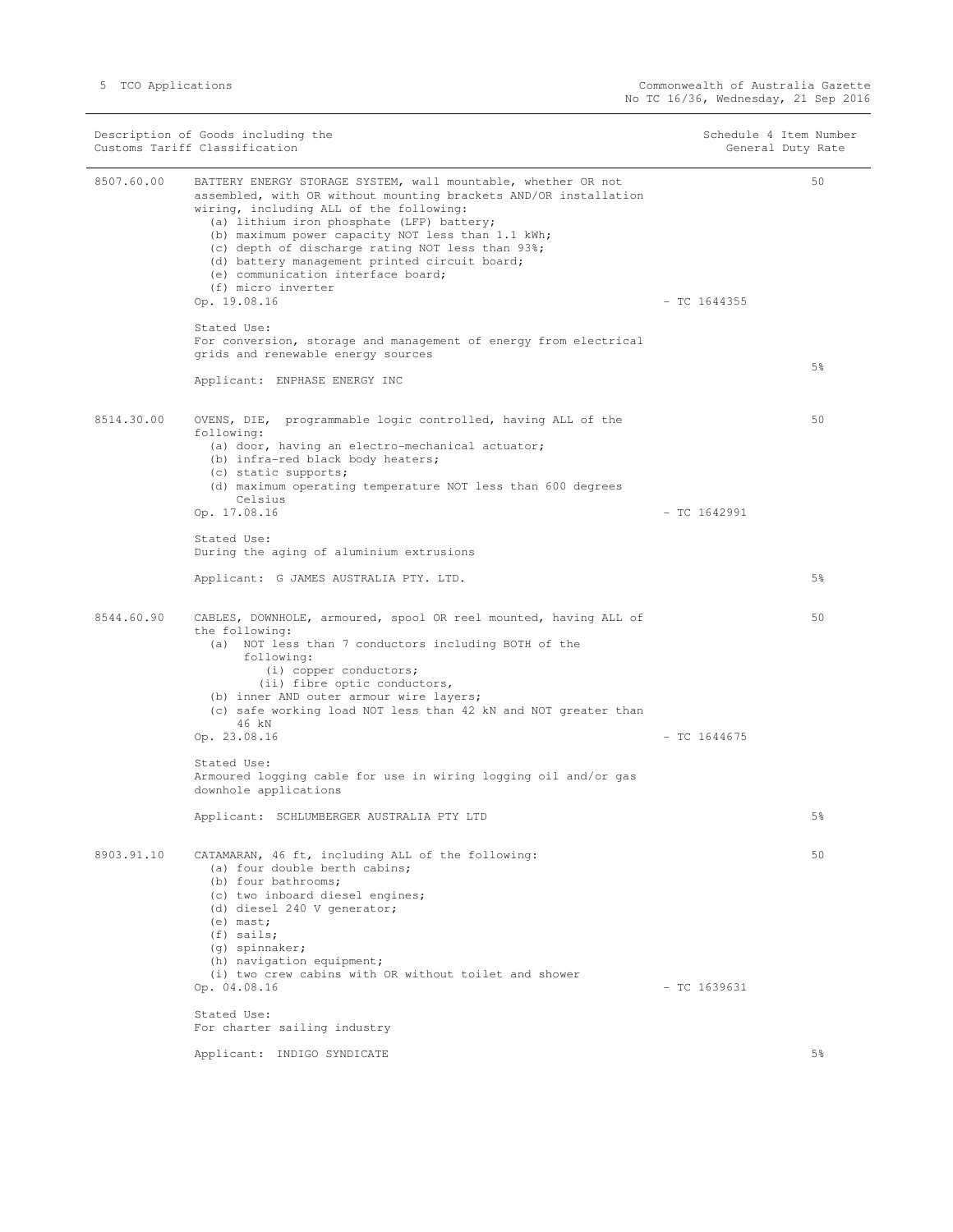| Description of Goods including the Customs Tariff Classification | | | Schedule 4 Item Number General Duty Rate |
|---|---|---|---|
| 8507.60.00 | BATTERY ENERGY STORAGE SYSTEM, wall mountable, whether OR not assembled, with OR without mounting brackets AND/OR installation wiring, including ALL of the following:<br>(a) lithium iron phosphate (LFP) battery;<br>(b) maximum power capacity NOT less than 1.1 kWh;<br>(c) depth of discharge rating NOT less than 93%;<br>(d) battery management printed circuit board;<br>(e) communication interface board;<br>(f) micro inverter<br>Op. 19.08.16<br><br>Stated Use:<br>For conversion, storage and management of energy from electrical grids and renewable energy sources<br><br>Applicant: ENPHASE ENERGY INC | - TC 1644355 | 50<br><br>5% |
| 8514.30.00 | OVENS, DIE, programmable logic controlled, having ALL of the following:<br>(a) door, having an electro-mechanical actuator;<br>(b) infra-red black body heaters;<br>(c) static supports;<br>(d) maximum operating temperature NOT less than 600 degrees Celsius<br>Op. 17.08.16<br><br>Stated Use:<br>During the aging of aluminium extrusions<br><br>Applicant: G JAMES AUSTRALIA PTY. LTD. | - TC 1642991 | 50<br><br>5% |
| 8544.60.90 | CABLES, DOWNHOLE, armoured, spool OR reel mounted, having ALL of the following:<br>(a) NOT less than 7 conductors including BOTH of the following:<br>(i) copper conductors;<br>(ii) fibre optic conductors,<br>(b) inner AND outer armour wire layers;<br>(c) safe working load NOT less than 42 kN and NOT greater than 46 kN<br>Op. 23.08.16<br><br>Stated Use:<br>Armoured logging cable for use in wiring logging oil and/or gas downhole applications<br><br>Applicant: SCHLUMBERGER AUSTRALIA PTY LTD | - TC 1644675 | 50<br><br>5% |
| 8903.91.10 | CATAMARAN, 46 ft, including ALL of the following:<br>(a) four double berth cabins;<br>(b) four bathrooms;<br>(c) two inboard diesel engines;<br>(d) diesel 240 V generator;<br>(e) mast;<br>(f) sails;<br>(g) spinnaker;<br>(h) navigation equipment;<br>(i) two crew cabins with OR without toilet and shower<br>Op. 04.08.16<br><br>Stated Use:<br>For charter sailing industry<br><br>Applicant: INDIGO SYNDICATE | - TC 1639631 | 50<br><br>5% |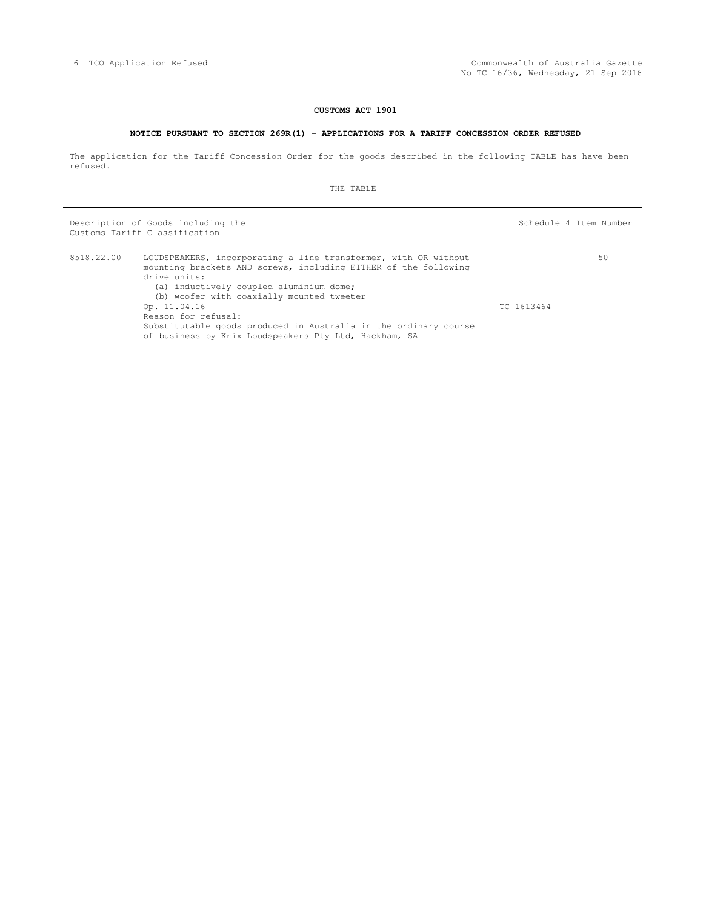## CUSTOMS ACT 1901

### NOTICE PURSUANT TO SECTION 269R(1) - APPLICATIONS FOR A TARIFF CONCESSION ORDER REFUSED

The application for the Tariff Concession Order for the goods described in the following TABLE has have been refused.

THE TABLE

| Description of Goods including the Customs Tariff Classification | | | Schedule 4 Item Number |
|---|---|---|---|
| 8518.22.00 | LOUDSPEAKERS, incorporating a line transformer, with OR without mounting brackets AND screws, including EITHER of the following drive units:<br>(a) inductively coupled aluminium dome;<br>(b) woofer with coaxially mounted tweeter<br>Op. 11.04.16<br>Reason for refusal:<br>Substitutable goods produced in Australia in the ordinary course of business by Krix Loudspeakers Pty Ltd, Hackham, SA | - TC 1613464 | 50 |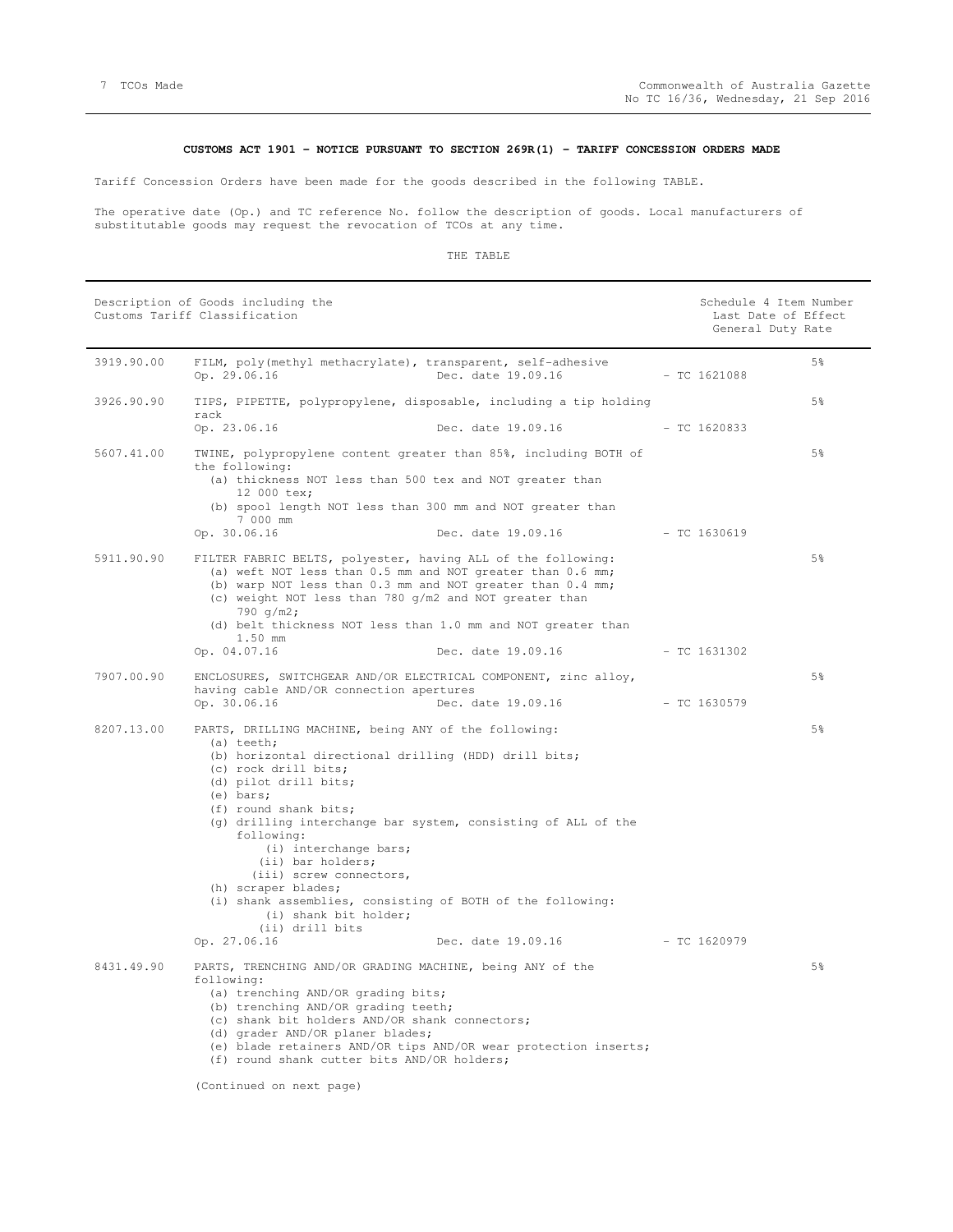**CUSTOMS ACT 1901 - NOTICE PURSUANT TO SECTION 269R(1) - TARIFF CONCESSION ORDERS MADE**

Tariff Concession Orders have been made for the goods described in the following TABLE.

The operative date (Op.) and TC reference No. follow the description of goods. Local manufacturers of substitutable goods may request the revocation of TCOs at any time.

THE TABLE

| Description of Goods including the Customs Tariff Classification | | Schedule 4 Item Number / Last Date of Effect / General Duty Rate |
|---|---|---|
| 3919.90.00 | FILM, poly(methyl methacrylate), transparent, self-adhesive<br>Op. 29.06.16 Dec. date 19.09.16 - TC 1621088 | 5% |
| 3926.90.90 | TIPS, PIPETTE, polypropylene, disposable, including a tip holding rack<br>Op. 23.06.16 Dec. date 19.09.16 - TC 1620833 | 5% |
| 5607.41.00 | TWINE, polypropylene content greater than 85%, including BOTH of the following:<br>(a) thickness NOT less than 500 tex and NOT greater than 12 000 tex;<br>(b) spool length NOT less than 300 mm and NOT greater than 7 000 mm<br>Op. 30.06.16 Dec. date 19.09.16 - TC 1630619 | 5% |
| 5911.90.90 | FILTER FABRIC BELTS, polyester, having ALL of the following:<br>(a) weft NOT less than 0.5 mm and NOT greater than 0.6 mm;<br>(b) warp NOT less than 0.3 mm and NOT greater than 0.4 mm;<br>(c) weight NOT less than 780 g/m2 and NOT greater than 790 g/m2;<br>(d) belt thickness NOT less than 1.0 mm and NOT greater than 1.50 mm<br>Op. 04.07.16 Dec. date 19.09.16 - TC 1631302 | 5% |
| 7907.00.90 | ENCLOSURES, SWITCHGEAR AND/OR ELECTRICAL COMPONENT, zinc alloy, having cable AND/OR connection apertures<br>Op. 30.06.16 Dec. date 19.09.16 - TC 1630579 | 5% |
| 8207.13.00 | PARTS, DRILLING MACHINE, being ANY of the following:<br>(a) teeth;<br>(b) horizontal directional drilling (HDD) drill bits;<br>(c) rock drill bits;<br>(d) pilot drill bits;<br>(e) bars;<br>(f) round shank bits;<br>(g) drilling interchange bar system, consisting of ALL of the following:<br>(i) interchange bars;<br>(ii) bar holders;<br>(iii) screw connectors,<br>(h) scraper blades;<br>(i) shank assemblies, consisting of BOTH of the following:<br>(i) shank bit holder;<br>(ii) drill bits<br>Op. 27.06.16 Dec. date 19.09.16 - TC 1620979 | 5% |
| 8431.49.90 | PARTS, TRENCHING AND/OR GRADING MACHINE, being ANY of the following:<br>(a) trenching AND/OR grading bits;<br>(b) trenching AND/OR grading teeth;<br>(c) shank bit holders AND/OR shank connectors;<br>(d) grader AND/OR planer blades;<br>(e) blade retainers AND/OR tips AND/OR wear protection inserts;<br>(f) round shank cutter bits AND/OR holders;<br><br>(Continued on next page) | 5% |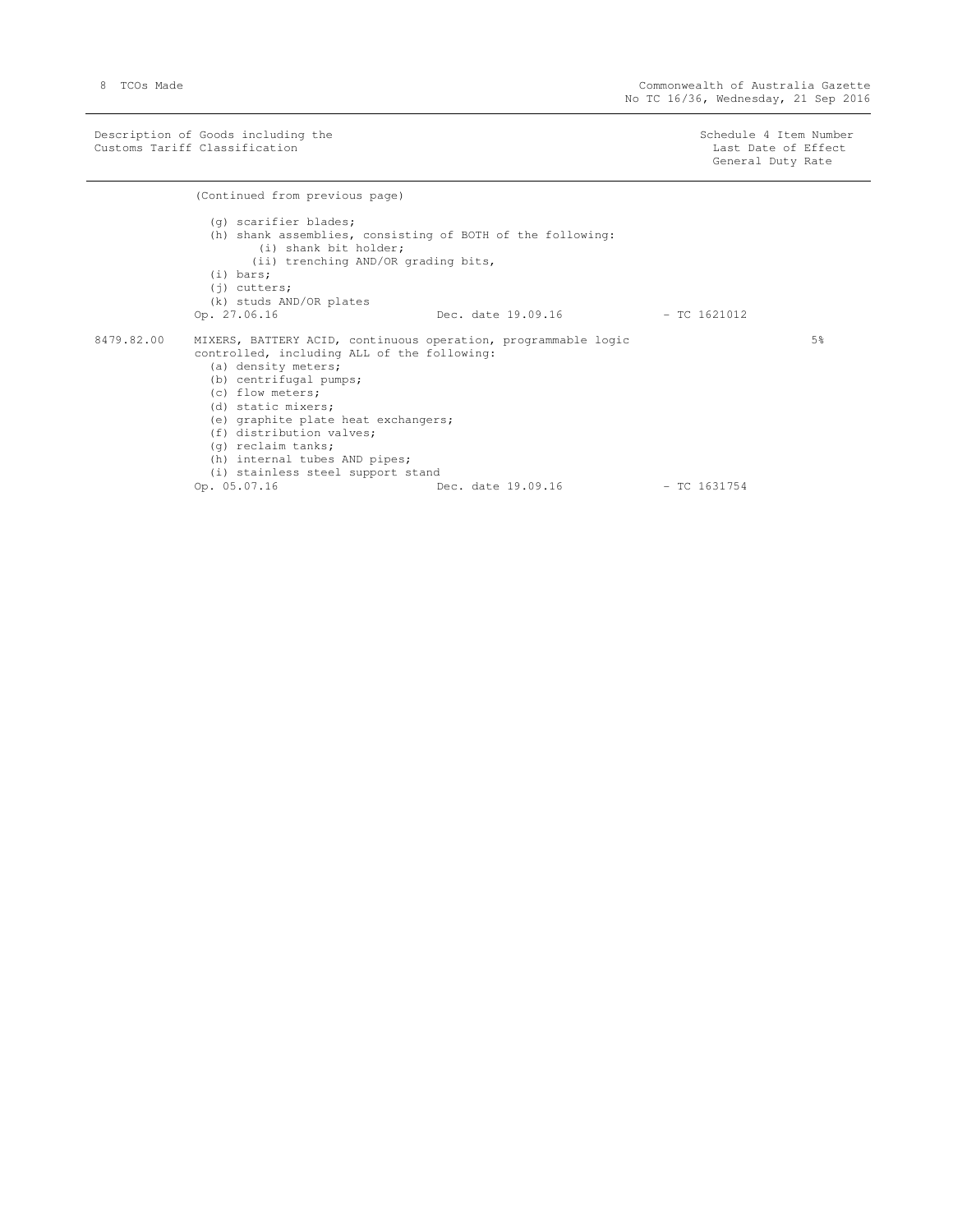| Description of Goods including the Customs Tariff Classification | | Schedule 4 Item Number Last Date of Effect General Duty Rate |
|---|---|---|
| | (Continued from previous page)<br><br>(g) scarifier blades;<br>(h) shank assemblies, consisting of BOTH of the following:<br>(i) shank bit holder;<br>(ii) trenching AND/OR grading bits,<br>(i) bars;<br>(j) cutters;<br>(k) studs AND/OR plates<br>Op. 27.06.16 Dec. date 19.09.16 - TC 1621012 | |
| 8479.82.00 | MIXERS, BATTERY ACID, continuous operation, programmable logic controlled, including ALL of the following:<br>(a) density meters;<br>(b) centrifugal pumps;<br>(c) flow meters;<br>(d) static mixers;<br>(e) graphite plate heat exchangers;<br>(f) distribution valves;<br>(g) reclaim tanks;<br>(h) internal tubes AND pipes;<br>(i) stainless steel support stand<br>Op. 05.07.16 Dec. date 19.09.16 - TC 1631754 | 5% |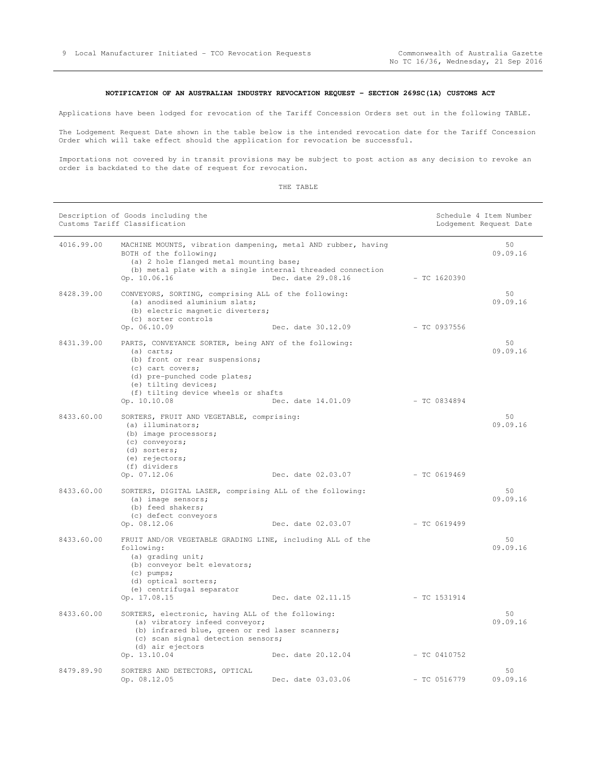### NOTIFICATION OF AN AUSTRALIAN INDUSTRY REVOCATION REQUEST - SECTION 269SC(1A) CUSTOMS ACT

Applications have been lodged for revocation of the Tariff Concession Orders set out in the following TABLE.

The Lodgement Request Date shown in the table below is the intended revocation date for the Tariff Concession Order which will take effect should the application for revocation be successful.

Importations not covered by in transit provisions may be subject to post action as any decision to revoke an order is backdated to the date of request for revocation.

THE TABLE

| Description of Goods including the Customs Tariff Classification | | Schedule 4 Item Number<br>Lodgement Request Date |
|---|---|---|
| 4016.99.00 | MACHINE MOUNTS, vibration dampening, metal AND rubber, having BOTH of the following;<br>(a) 2 hole flanged metal mounting base;<br>(b) metal plate with a single internal threaded connection<br>Op. 10.06.16 Dec. date 29.08.16 - TC 1620390 | 50<br>09.09.16 |
| 8428.39.00 | CONVEYORS, SORTING, comprising ALL of the following:<br>(a) anodised aluminium slats;<br>(b) electric magnetic diverters;<br>(c) sorter controls<br>Op. 06.10.09 Dec. date 30.12.09 - TC 0937556 | 50<br>09.09.16 |
| 8431.39.00 | PARTS, CONVEYANCE SORTER, being ANY of the following:<br>(a) carts;<br>(b) front or rear suspensions;<br>(c) cart covers;<br>(d) pre-punched code plates;<br>(e) tilting devices;<br>(f) tilting device wheels or shafts<br>Op. 10.10.08 Dec. date 14.01.09 - TC 0834894 | 50<br>09.09.16 |
| 8433.60.00 | SORTERS, FRUIT AND VEGETABLE, comprising:<br>(a) illuminators;<br>(b) image processors;<br>(c) conveyors;<br>(d) sorters;<br>(e) rejectors;<br>(f) dividers<br>Op. 07.12.06 Dec. date 02.03.07 - TC 0619469 | 50<br>09.09.16 |
| 8433.60.00 | SORTERS, DIGITAL LASER, comprising ALL of the following:<br>(a) image sensors;<br>(b) feed shakers;<br>(c) defect conveyors<br>Op. 08.12.06 Dec. date 02.03.07 - TC 0619499 | 50<br>09.09.16 |
| 8433.60.00 | FRUIT AND/OR VEGETABLE GRADING LINE, including ALL of the following:<br>(a) grading unit;<br>(b) conveyor belt elevators;<br>(c) pumps;<br>(d) optical sorters;<br>(e) centrifugal separator<br>Op. 17.08.15 Dec. date 02.11.15 - TC 1531914 | 50<br>09.09.16 |
| 8433.60.00 | SORTERS, electronic, having ALL of the following:<br>(a) vibratory infeed conveyor;<br>(b) infrared blue, green or red laser scanners;<br>(c) scan signal detection sensors;<br>(d) air ejectors<br>Op. 13.10.04 Dec. date 20.12.04 - TC 0410752 | 50<br>09.09.16 |
| 8479.89.90 | SORTERS AND DETECTORS, OPTICAL<br>Op. 08.12.05 Dec. date 03.03.06 - TC 0516779 | 50<br>09.09.16 |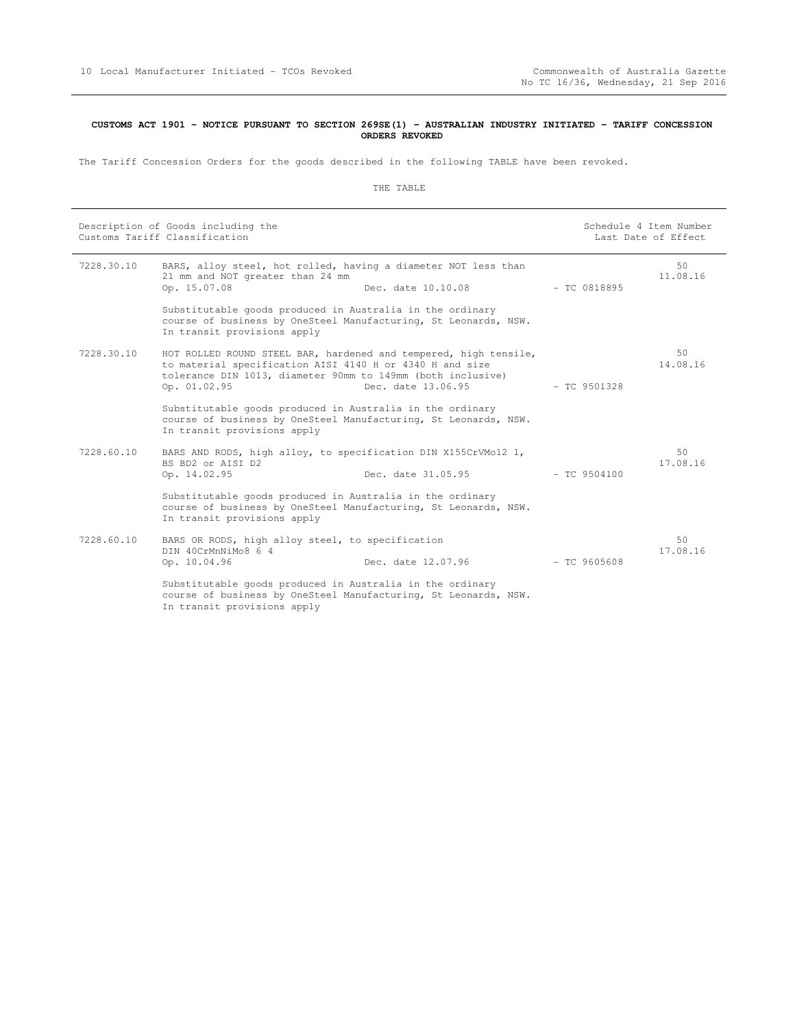**CUSTOMS ACT 1901 - NOTICE PURSUANT TO SECTION 269SE(1) - AUSTRALIAN INDUSTRY INITIATED - TARIFF CONCESSION ORDERS REVOKED**

The Tariff Concession Orders for the goods described in the following TABLE have been revoked.

THE TABLE

| Description of Goods including the Customs Tariff Classification | | | Schedule 4 Item Number<br>Last Date of Effect |
|---|---|---|---|
| 7228.30.10 | BARS, alloy steel, hot rolled, having a diameter NOT less than 21 mm and NOT greater than 24 mm<br>Op. 15.07.08 Dec. date 10.10.08<br><br>Substitutable goods produced in Australia in the ordinary course of business by OneSteel Manufacturing, St Leonards, NSW. In transit provisions apply | - TC 0818895 | 50<br>11.08.16 |
| 7228.30.10 | HOT ROLLED ROUND STEEL BAR, hardened and tempered, high tensile, to material specification AISI 4140 H or 4340 H and size tolerance DIN 1013, diameter 90mm to 149mm (both inclusive)<br>Op. 01.02.95 Dec. date 13.06.95<br><br>Substitutable goods produced in Australia in the ordinary course of business by OneSteel Manufacturing, St Leonards, NSW. In transit provisions apply | - TC 9501328 | 50<br>14.08.16 |
| 7228.60.10 | BARS AND RODS, high alloy, to specification DIN X155CrVMo12 1, BS BD2 or AISI D2<br>Op. 14.02.95 Dec. date 31.05.95<br><br>Substitutable goods produced in Australia in the ordinary course of business by OneSteel Manufacturing, St Leonards, NSW. In transit provisions apply | - TC 9504100 | 50<br>17.08.16 |
| 7228.60.10 | BARS OR RODS, high alloy steel, to specification DIN 40CrMnNiMo8 6 4<br>Op. 10.04.96 Dec. date 12.07.96<br><br>Substitutable goods produced in Australia in the ordinary course of business by OneSteel Manufacturing, St Leonards, NSW. In transit provisions apply | - TC 9605608 | 50<br>17.08.16 |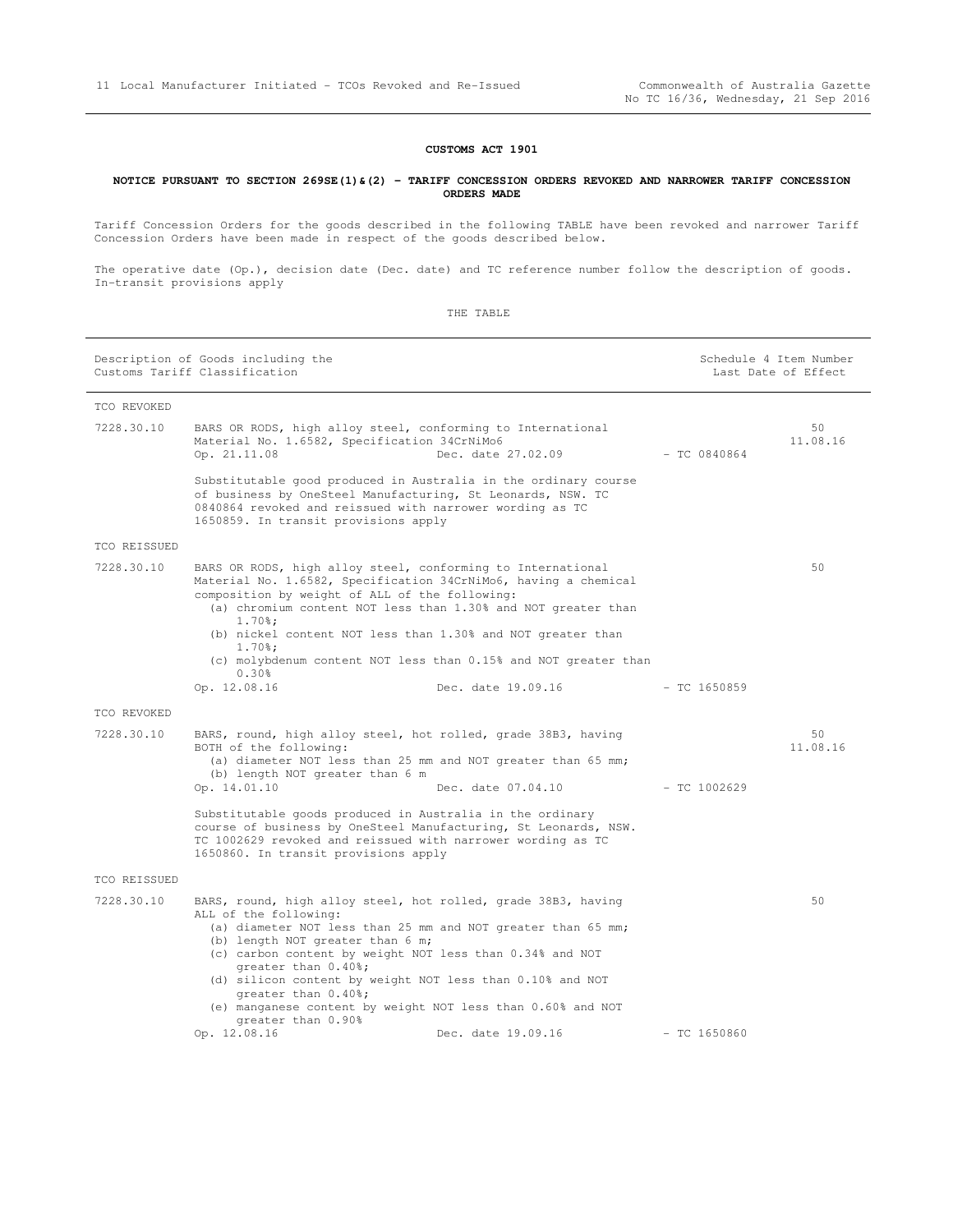**CUSTOMS ACT 1901**

**NOTICE PURSUANT TO SECTION 269SE(1)&(2) – TARIFF CONCESSION ORDERS REVOKED AND NARROWER TARIFF CONCESSION ORDERS MADE**

Tariff Concession Orders for the goods described in the following TABLE have been revoked and narrower Tariff Concession Orders have been made in respect of the goods described below.

The operative date (Op.), decision date (Dec. date) and TC reference number follow the description of goods. In-transit provisions apply

THE TABLE

| | Description of Goods including the Customs Tariff Classification | Schedule 4 Item Number Last Date of Effect |
|---|---|---|
| TCO REVOKED | | |
| 7228.30.10 | BARS OR RODS, high alloy steel, conforming to International Material No. 1.6582, Specification 34CrNiMo6<br>Op. 21.11.08 Dec. date 27.02.09 - TC 0840864<br><br>Substitutable good produced in Australia in the ordinary course of business by OneSteel Manufacturing, St Leonards, NSW. TC 0840864 revoked and reissued with narrower wording as TC 1650859. In transit provisions apply | 50<br>11.08.16 |
| TCO REISSUED | | |
| 7228.30.10 | BARS OR RODS, high alloy steel, conforming to International Material No. 1.6582, Specification 34CrNiMo6, having a chemical composition by weight of ALL of the following:<br>(a) chromium content NOT less than 1.30% and NOT greater than 1.70%;<br>(b) nickel content NOT less than 1.30% and NOT greater than 1.70%;<br>(c) molybdenum content NOT less than 0.15% and NOT greater than 0.30%<br>Op. 12.08.16 Dec. date 19.09.16 - TC 1650859 | 50 |
| TCO REVOKED | | |
| 7228.30.10 | BARS, round, high alloy steel, hot rolled, grade 38B3, having BOTH of the following:<br>(a) diameter NOT less than 25 mm and NOT greater than 65 mm;<br>(b) length NOT greater than 6 m<br>Op. 14.01.10 Dec. date 07.04.10 - TC 1002629<br><br>Substitutable goods produced in Australia in the ordinary course of business by OneSteel Manufacturing, St Leonards, NSW. TC 1002629 revoked and reissued with narrower wording as TC 1650860. In transit provisions apply | 50<br>11.08.16 |
| TCO REISSUED | | |
| 7228.30.10 | BARS, round, high alloy steel, hot rolled, grade 38B3, having ALL of the following:<br>(a) diameter NOT less than 25 mm and NOT greater than 65 mm;<br>(b) length NOT greater than 6 m;<br>(c) carbon content by weight NOT less than 0.34% and NOT greater than 0.40%;<br>(d) silicon content by weight NOT less than 0.10% and NOT greater than 0.40%;<br>(e) manganese content by weight NOT less than 0.60% and NOT greater than 0.90%<br>Op. 12.08.16 Dec. date 19.09.16 - TC 1650860 | 50 |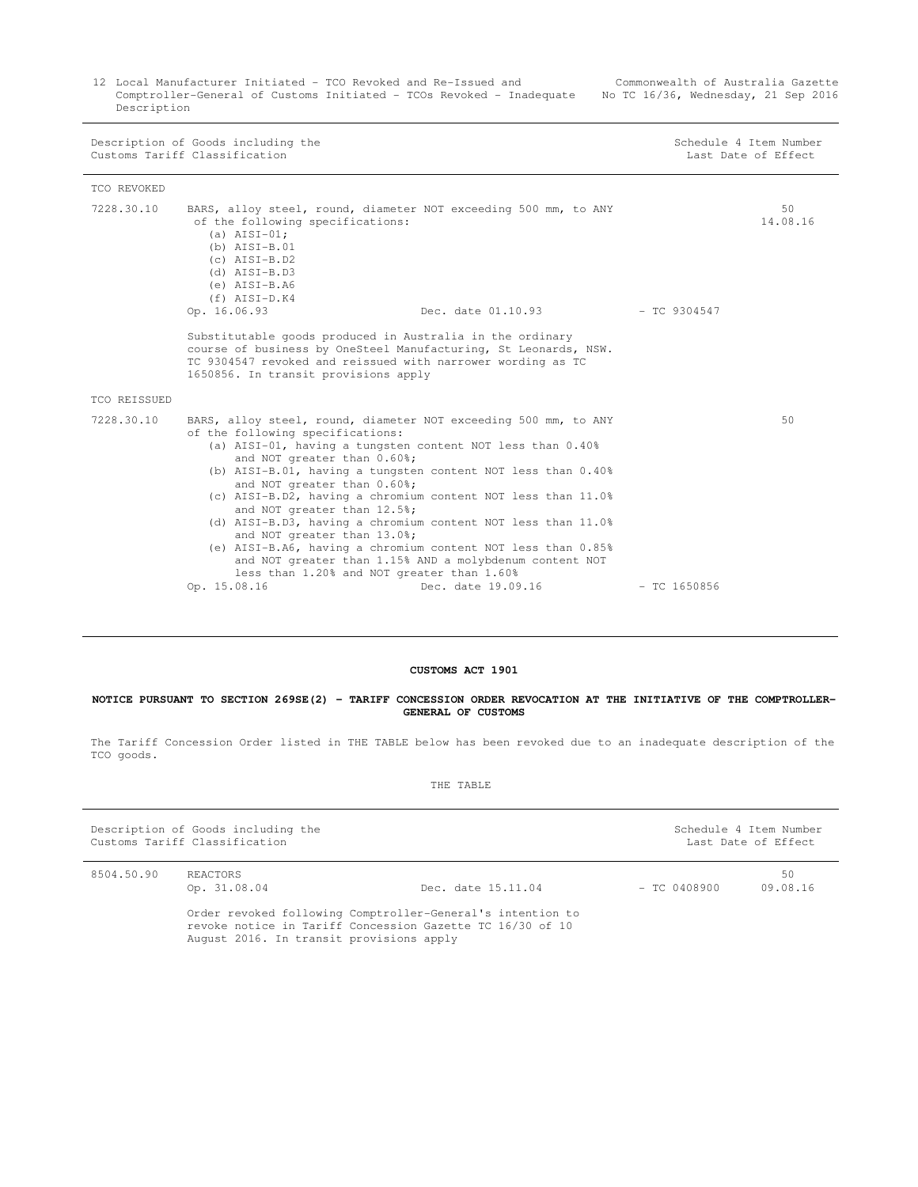| Description of Goods including the Customs Tariff Classification | | | | Schedule 4 Item Number Last Date of Effect |
|---|---|---|---|---|
| TCO REVOKED | | | | |
| 7228.30.10 | BARS, alloy steel, round, diameter NOT exceeding 500 mm, to ANY of the following specifications:<br>(a) AISI-01;<br>(b) AISI-B.01<br>(c) AISI-B.D2<br>(d) AISI-B.D3<br>(e) AISI-B.A6<br>(f) AISI-D.K4<br>Op. 16.06.93 | Dec. date 01.10.93 | - TC 9304547 | 50<br>14.08.16 |
| | Substitutable goods produced in Australia in the ordinary course of business by OneSteel Manufacturing, St Leonards, NSW. TC 9304547 revoked and reissued with narrower wording as TC 1650856. In transit provisions apply | | | |
| TCO REISSUED | | | | |
| 7228.30.10 | BARS, alloy steel, round, diameter NOT exceeding 500 mm, to ANY of the following specifications:<br>(a) AISI-01, having a tungsten content NOT less than 0.40% and NOT greater than 0.60%;<br>(b) AISI-B.01, having a tungsten content NOT less than 0.40% and NOT greater than 0.60%;<br>(c) AISI-B.D2, having a chromium content NOT less than 11.0% and NOT greater than 12.5%;<br>(d) AISI-B.D3, having a chromium content NOT less than 11.0% and NOT greater than 13.0%;<br>(e) AISI-B.A6, having a chromium content NOT less than 0.85% and NOT greater than 1.15% AND a molybdenum content NOT less than 1.20% and NOT greater than 1.60%<br>Op. 15.08.16 | Dec. date 19.09.16 | - TC 1650856 | 50 |

**CUSTOMS ACT 1901**

**NOTICE PURSUANT TO SECTION 269SE(2) - TARIFF CONCESSION ORDER REVOCATION AT THE INITIATIVE OF THE COMPTROLLER-GENERAL OF CUSTOMS**

The Tariff Concession Order listed in THE TABLE below has been revoked due to an inadequate description of the TCO goods.

THE TABLE

| Description of Goods including the Customs Tariff Classification | | | | Schedule 4 Item Number Last Date of Effect |
|---|---|---|---|---|
| 8504.50.90 | REACTORS<br>Op. 31.08.04 | Dec. date 15.11.04 | - TC 0408900 | 50<br>09.08.16 |
| | Order revoked following Comptroller-General's intention to revoke notice in Tariff Concession Gazette TC 16/30 of 10 August 2016. In transit provisions apply | | | |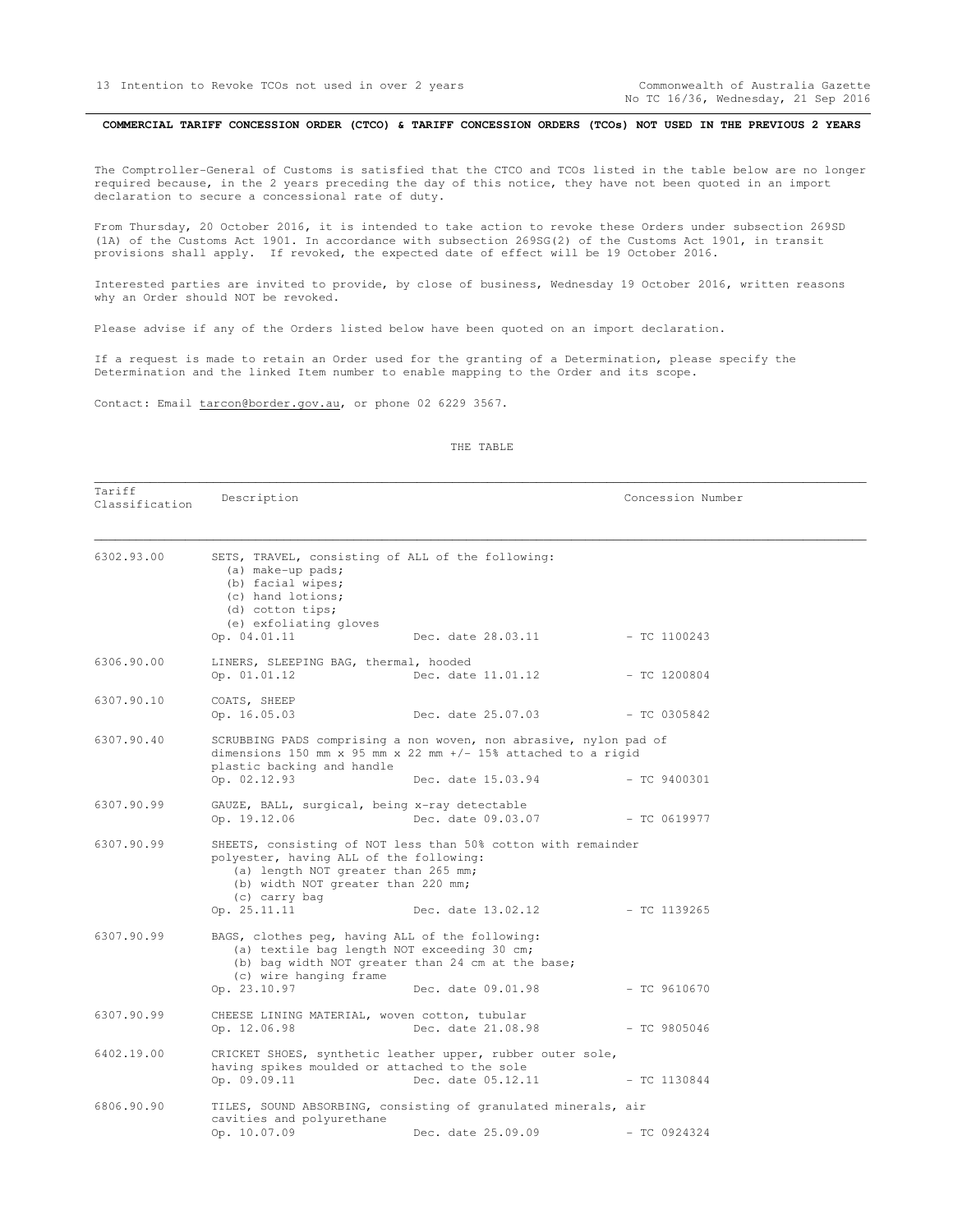**COMMERCIAL TARIFF CONCESSION ORDER (CTCO) & TARIFF CONCESSION ORDERS (TCOs) NOT USED IN THE PREVIOUS 2 YEARS**

The Comptroller-General of Customs is satisfied that the CTCO and TCOs listed in the table below are no longer required because, in the 2 years preceding the day of this notice, they have not been quoted in an import declaration to secure a concessional rate of duty.

From Thursday, 20 October 2016, it is intended to take action to revoke these Orders under subsection 269SD (1A) of the Customs Act 1901. In accordance with subsection 269SG(2) of the Customs Act 1901, in transit provisions shall apply. If revoked, the expected date of effect will be 19 October 2016.

Interested parties are invited to provide, by close of business, Wednesday 19 October 2016, written reasons why an Order should NOT be revoked.

Please advise if any of the Orders listed below have been quoted on an import declaration.

If a request is made to retain an Order used for the granting of a Determination, please specify the Determination and the linked Item number to enable mapping to the Order and its scope.

Contact: Email tarcon@border.gov.au, or phone 02 6229 3567.

THE TABLE

| Tariff Classification | Description | Concession Number |
|---|---|---|
| 6302.93.00 | SETS, TRAVEL, consisting of ALL of the following:<br>(a) make-up pads;<br>(b) facial wipes;<br>(c) hand lotions;<br>(d) cotton tips;<br>(e) exfoliating gloves<br>Op. 04.01.11 Dec. date 28.03.11 | - TC 1100243 |
| 6306.90.00 | LINERS, SLEEPING BAG, thermal, hooded<br>Op. 01.01.12 Dec. date 11.01.12 | - TC 1200804 |
| 6307.90.10 | COATS, SHEEP<br>Op. 16.05.03 Dec. date 25.07.03 | - TC 0305842 |
| 6307.90.40 | SCRUBBING PADS comprising a non woven, non abrasive, nylon pad of dimensions 150 mm x 95 mm x 22 mm +/- 15% attached to a rigid plastic backing and handle<br>Op. 02.12.93 Dec. date 15.03.94 | - TC 9400301 |
| 6307.90.99 | GAUZE, BALL, surgical, being x-ray detectable<br>Op. 19.12.06 Dec. date 09.03.07 | - TC 0619977 |
| 6307.90.99 | SHEETS, consisting of NOT less than 50% cotton with remainder polyester, having ALL of the following:<br>(a) length NOT greater than 265 mm;<br>(b) width NOT greater than 220 mm;<br>(c) carry bag<br>Op. 25.11.11 Dec. date 13.02.12 | - TC 1139265 |
| 6307.90.99 | BAGS, clothes peg, having ALL of the following:<br>(a) textile bag length NOT exceeding 30 cm;<br>(b) bag width NOT greater than 24 cm at the base;<br>(c) wire hanging frame<br>Op. 23.10.97 Dec. date 09.01.98 | - TC 9610670 |
| 6307.90.99 | CHEESE LINING MATERIAL, woven cotton, tubular<br>Op. 12.06.98 Dec. date 21.08.98 | - TC 9805046 |
| 6402.19.00 | CRICKET SHOES, synthetic leather upper, rubber outer sole, having spikes moulded or attached to the sole<br>Op. 09.09.11 Dec. date 05.12.11 | - TC 1130844 |
| 6806.90.90 | TILES, SOUND ABSORBING, consisting of granulated minerals, air cavities and polyurethane<br>Op. 10.07.09 Dec. date 25.09.09 | - TC 0924324 |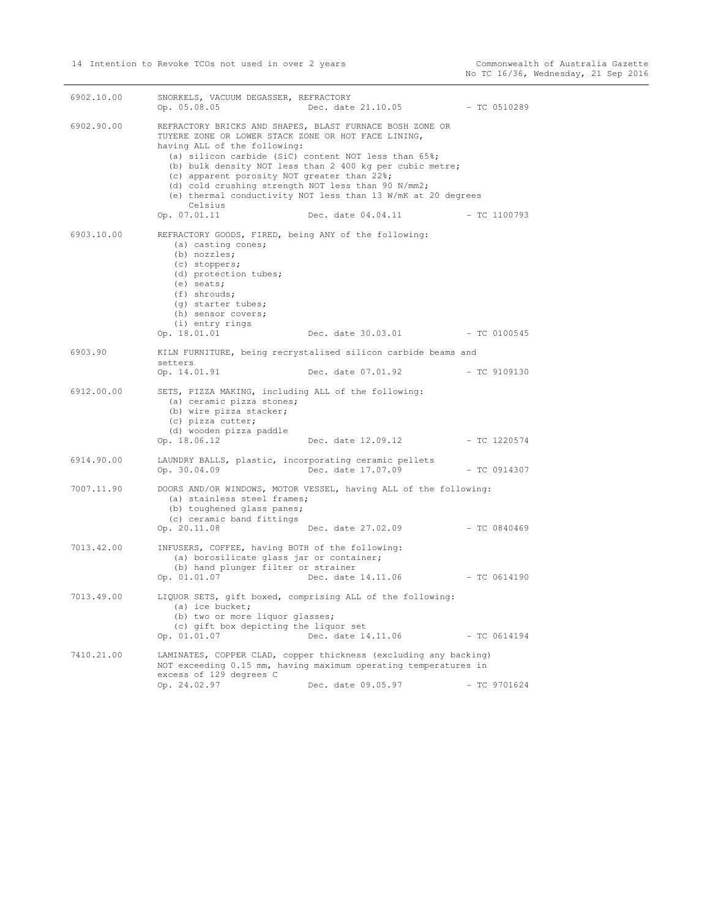6902.10.00 SNORKELS, VACUUM DEGASSER, REFRACTORY
Op. 05.08.05 Dec. date 21.10.05 - TC 0510289

6902.90.00 REFRACTORY BRICKS AND SHAPES, BLAST FURNACE BOSH ZONE OR TUYERE ZONE OR LOWER STACK ZONE OR HOT FACE LINING, having ALL of the following:
(a) silicon carbide (SiC) content NOT less than 65%;
(b) bulk density NOT less than 2 400 kg per cubic metre;
(c) apparent porosity NOT greater than 22%;
(d) cold crushing strength NOT less than 90 N/mm2;
(e) thermal conductivity NOT less than 13 W/mK at 20 degrees Celsius
Op. 07.01.11 Dec. date 04.04.11 - TC 1100793

6903.10.00 REFRACTORY GOODS, FIRED, being ANY of the following:
(a) casting cones;
(b) nozzles;
(c) stoppers;
(d) protection tubes;
(e) seats;
(f) shrouds;
(g) starter tubes;
(h) sensor covers;
(i) entry rings
Op. 18.01.01 Dec. date 30.03.01 - TC 0100545

6903.90 KILN FURNITURE, being recrystalised silicon carbide beams and setters
Op. 14.01.91 Dec. date 07.01.92 - TC 9109130

6912.00.00 SETS, PIZZA MAKING, including ALL of the following:
(a) ceramic pizza stones;
(b) wire pizza stacker;
(c) pizza cutter;
(d) wooden pizza paddle
Op. 18.06.12 Dec. date 12.09.12 - TC 1220574

6914.90.00 LAUNDRY BALLS, plastic, incorporating ceramic pellets
Op. 30.04.09 Dec. date 17.07.09 - TC 0914307

7007.11.90 DOORS AND/OR WINDOWS, MOTOR VESSEL, having ALL of the following:
(a) stainless steel frames;
(b) toughened glass panes;
(c) ceramic band fittings
Op. 20.11.08 Dec. date 27.02.09 - TC 0840469

7013.42.00 INFUSERS, COFFEE, having BOTH of the following:
(a) borosilicate glass jar or container;
(b) hand plunger filter or strainer
Op. 01.01.07 Dec. date 14.11.06 - TC 0614190

7013.49.00 LIQUOR SETS, gift boxed, comprising ALL of the following:
(a) ice bucket;
(b) two or more liquor glasses;
(c) gift box depicting the liquor set
Op. 01.01.07 Dec. date 14.11.06 - TC 0614194

7410.21.00 LAMINATES, COPPER CLAD, copper thickness (excluding any backing) NOT exceeding 0.15 mm, having maximum operating temperatures in excess of 129 degrees C
Op. 24.02.97 Dec. date 09.05.97 - TC 9701624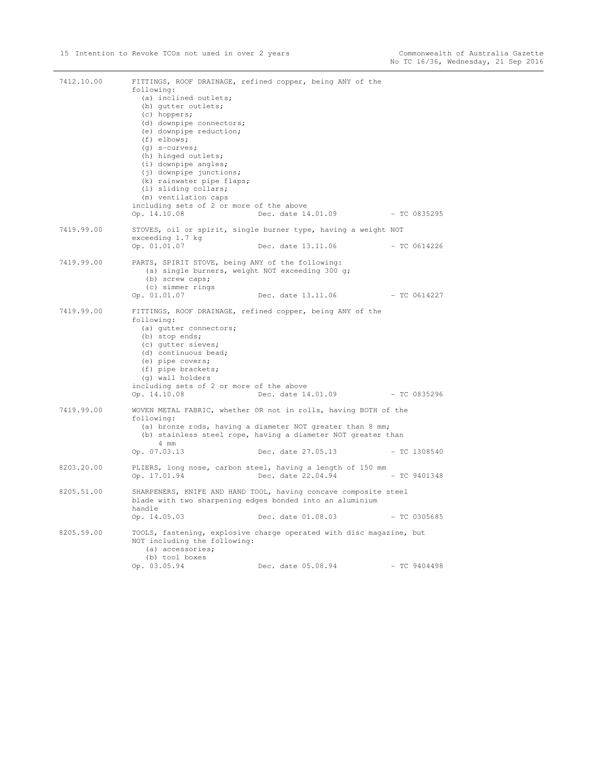7412.10.00 FITTINGS, ROOF DRAINAGE, refined copper, being ANY of the following:
(a) inclined outlets;
(b) gutter outlets;
(c) hoppers;
(d) downpipe connectors;
(e) downpipe reduction;
(f) elbows;
(g) s-curves;
(h) hinged outlets;
(i) downpipe angles;
(j) downpipe junctions;
(k) rainwater pipe flaps;
(l) sliding collars;
(m) ventilation caps
including sets of 2 or more of the above
Op. 14.10.08 Dec. date 14.01.09 - TC 0835295

7419.99.00 STOVES, oil or spirit, single burner type, having a weight NOT exceeding 1.7 kg
Op. 01.01.07 Dec. date 13.11.06 - TC 0614226

7419.99.00 PARTS, SPIRIT STOVE, being ANY of the following:
(a) single burners, weight NOT exceeding 300 g;
(b) screw caps;
(c) simmer rings
Op. 01.01.07 Dec. date 13.11.06 - TC 0614227

7419.99.00 FITTINGS, ROOF DRAINAGE, refined copper, being ANY of the following:
(a) gutter connectors;
(b) stop ends;
(c) gutter sieves;
(d) continuous bead;
(e) pipe covers;
(f) pipe brackets;
(g) wall holders
including sets of 2 or more of the above
Op. 14.10.08 Dec. date 14.01.09 - TC 0835296

7419.99.00 WOVEN METAL FABRIC, whether OR not in rolls, having BOTH of the following:
(a) bronze rods, having a diameter NOT greater than 8 mm;
(b) stainless steel rope, having a diameter NOT greater than 4 mm
Op. 07.03.13 Dec. date 27.05.13 - TC 1308540

8203.20.00 PLIERS, long nose, carbon steel, having a length of 150 mm
Op. 17.01.94 Dec. date 22.04.94 - TC 9401348

8205.51.00 SHARPENERS, KNIFE AND HAND TOOL, having concave composite steel blade with two sharpening edges bonded into an aluminium handle
Op. 14.05.03 Dec. date 01.08.03 - TC 0305685

8205.59.00 TOOLS, fastening, explosive charge operated with disc magazine, but NOT including the following:
(a) accessories;
(b) tool boxes
Op. 03.05.94 Dec. date 05.08.94 - TC 9404498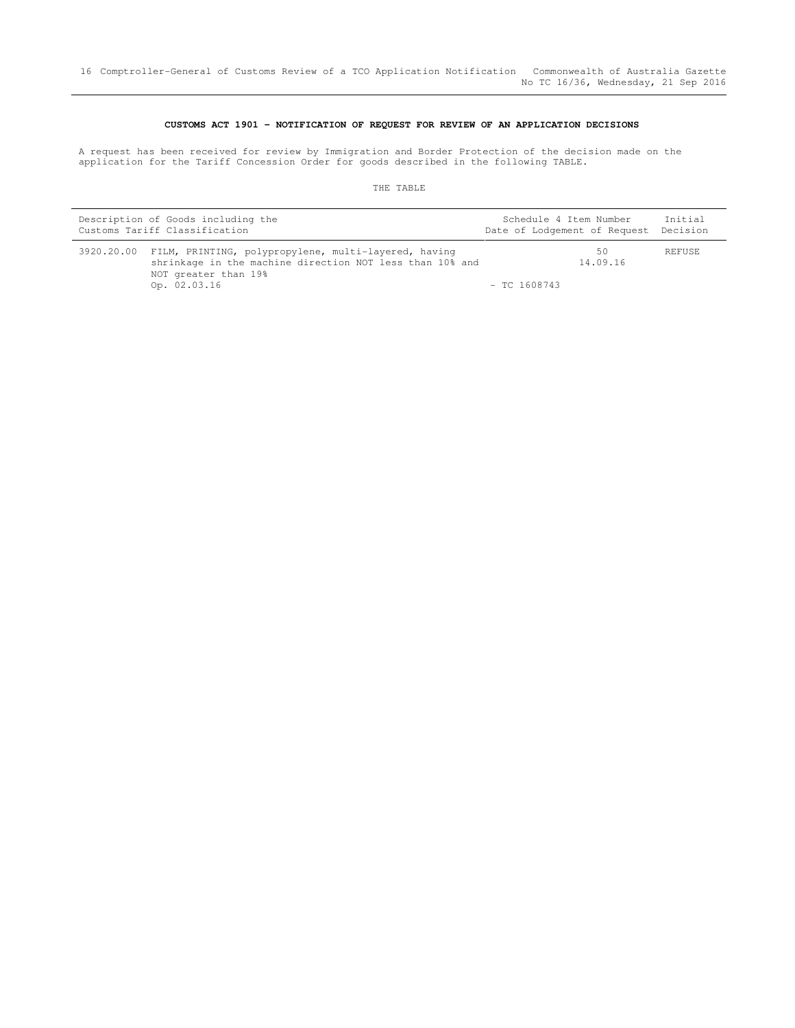## CUSTOMS ACT 1901 - NOTIFICATION OF REQUEST FOR REVIEW OF AN APPLICATION DECISIONS

A request has been received for review by Immigration and Border Protection of the decision made on the application for the Tariff Concession Order for goods described in the following TABLE.

THE TABLE

| Description of Goods including the Customs Tariff Classification | | Schedule 4 Item Number Date of Lodgement of Request | Initial Decision |
|---|---|---|---|
| 3920.20.00 | FILM, PRINTING, polypropylene, multi-layered, having shrinkage in the machine direction NOT less than 10% and NOT greater than 19% Op. 02.03.16 | 50 14.09.16 - TC 1608743 | REFUSE |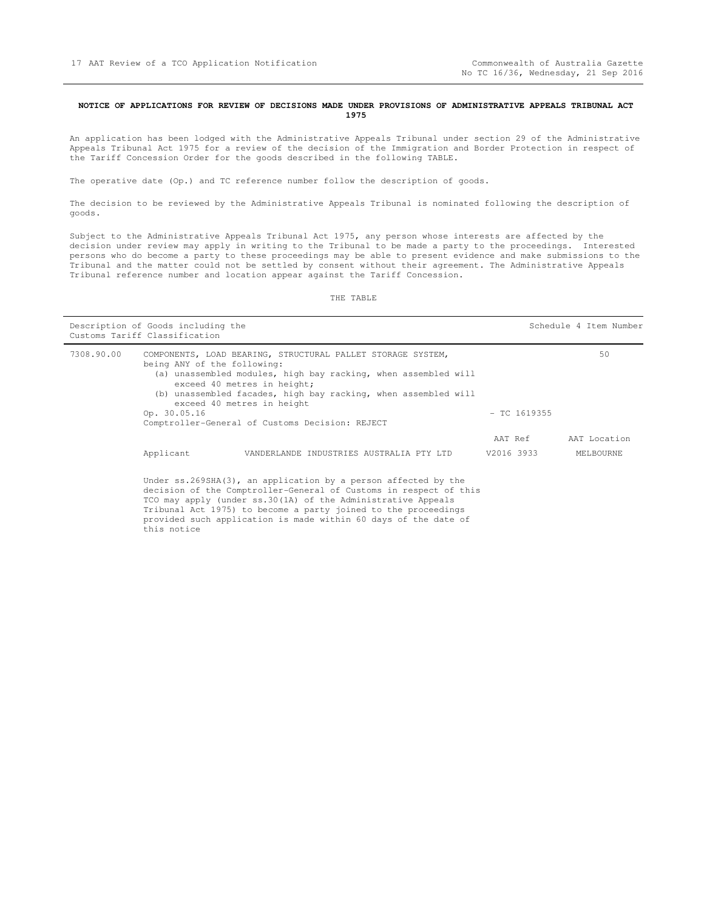**NOTICE OF APPLICATIONS FOR REVIEW OF DECISIONS MADE UNDER PROVISIONS OF ADMINISTRATIVE APPEALS TRIBUNAL ACT 1975**

An application has been lodged with the Administrative Appeals Tribunal under section 29 of the Administrative Appeals Tribunal Act 1975 for a review of the decision of the Immigration and Border Protection in respect of the Tariff Concession Order for the goods described in the following TABLE.

The operative date (Op.) and TC reference number follow the description of goods.

The decision to be reviewed by the Administrative Appeals Tribunal is nominated following the description of goods.

Subject to the Administrative Appeals Tribunal Act 1975, any person whose interests are affected by the decision under review may apply in writing to the Tribunal to be made a party to the proceedings. Interested persons who do become a party to these proceedings may be able to present evidence and make submissions to the Tribunal and the matter could not be settled by consent without their agreement. The Administrative Appeals Tribunal reference number and location appear against the Tariff Concession.

THE TABLE

| Description of Goods including the Customs Tariff Classification | | | | Schedule 4 Item Number |
|---|---|---|---|---|
| 7308.90.00 | COMPONENTS, LOAD BEARING, STRUCTURAL PALLET STORAGE SYSTEM, being ANY of the following:<br>(a) unassembled modules, high bay racking, when assembled will exceed 40 metres in height;<br>(b) unassembled facades, high bay racking, when assembled will exceed 40 metres in height<br>Op. 30.05.16<br>Comptroller-General of Customs Decision: REJECT | | - TC 1619355 | 50 |
| | | | AAT Ref | AAT Location |
| | Applicant | VANDERLANDE INDUSTRIES AUSTRALIA PTY LTD | V2016 3933 | MELBOURNE |

Under ss.269SHA(3), an application by a person affected by the decision of the Comptroller-General of Customs in respect of this TCO may apply (under ss.30(1A) of the Administrative Appeals Tribunal Act 1975) to become a party joined to the proceedings provided such application is made within 60 days of the date of this notice